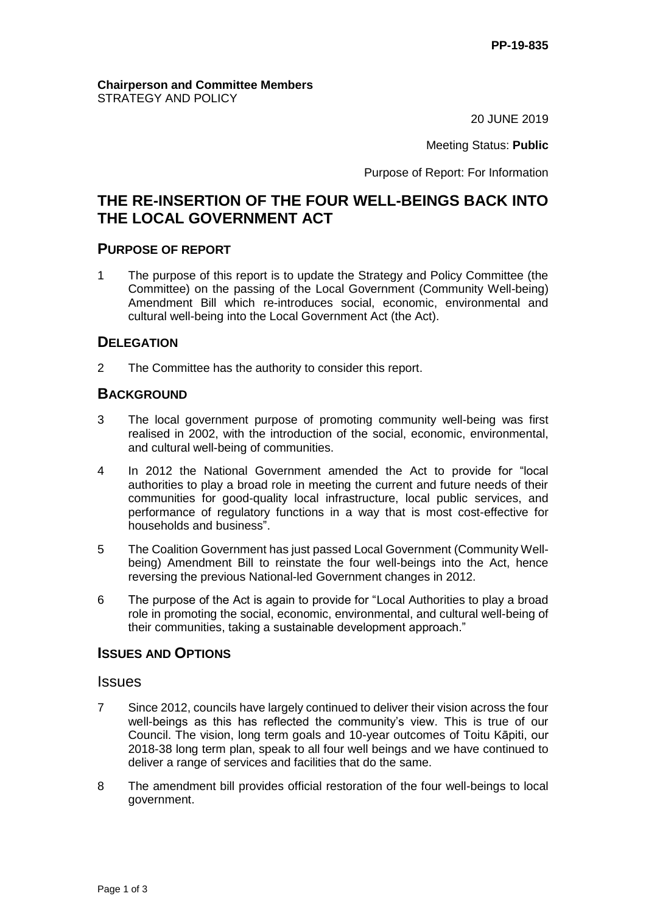PP-19-835

**Chairperson and Committee Members**
STRATEGY AND POLICY

20 JUNE 2019

Meeting Status: **Public**

Purpose of Report: For Information

# THE RE-INSERTION OF THE FOUR WELL-BEINGS BACK INTO THE LOCAL GOVERNMENT ACT

## PURPOSE OF REPORT

1 The purpose of this report is to update the Strategy and Policy Committee (the Committee) on the passing of the Local Government (Community Well-being) Amendment Bill which re-introduces social, economic, environmental and cultural well-being into the Local Government Act (the Act).

## DELEGATION

2 The Committee has the authority to consider this report.

## BACKGROUND

3 The local government purpose of promoting community well-being was first realised in 2002, with the introduction of the social, economic, environmental, and cultural well-being of communities.

4 In 2012 the National Government amended the Act to provide for "local authorities to play a broad role in meeting the current and future needs of their communities for good-quality local infrastructure, local public services, and performance of regulatory functions in a way that is most cost-effective for households and business".

5 The Coalition Government has just passed Local Government (Community Well-being) Amendment Bill to reinstate the four well-beings into the Act, hence reversing the previous National-led Government changes in 2012.

6 The purpose of the Act is again to provide for "Local Authorities to play a broad role in promoting the social, economic, environmental, and cultural well-being of their communities, taking a sustainable development approach."

## ISSUES AND OPTIONS

### Issues

7 Since 2012, councils have largely continued to deliver their vision across the four well-beings as this has reflected the community's view. This is true of our Council. The vision, long term goals and 10-year outcomes of Toitu Kāpiti, our 2018-38 long term plan, speak to all four well beings and we have continued to deliver a range of services and facilities that do the same.

8 The amendment bill provides official restoration of the four well-beings to local government.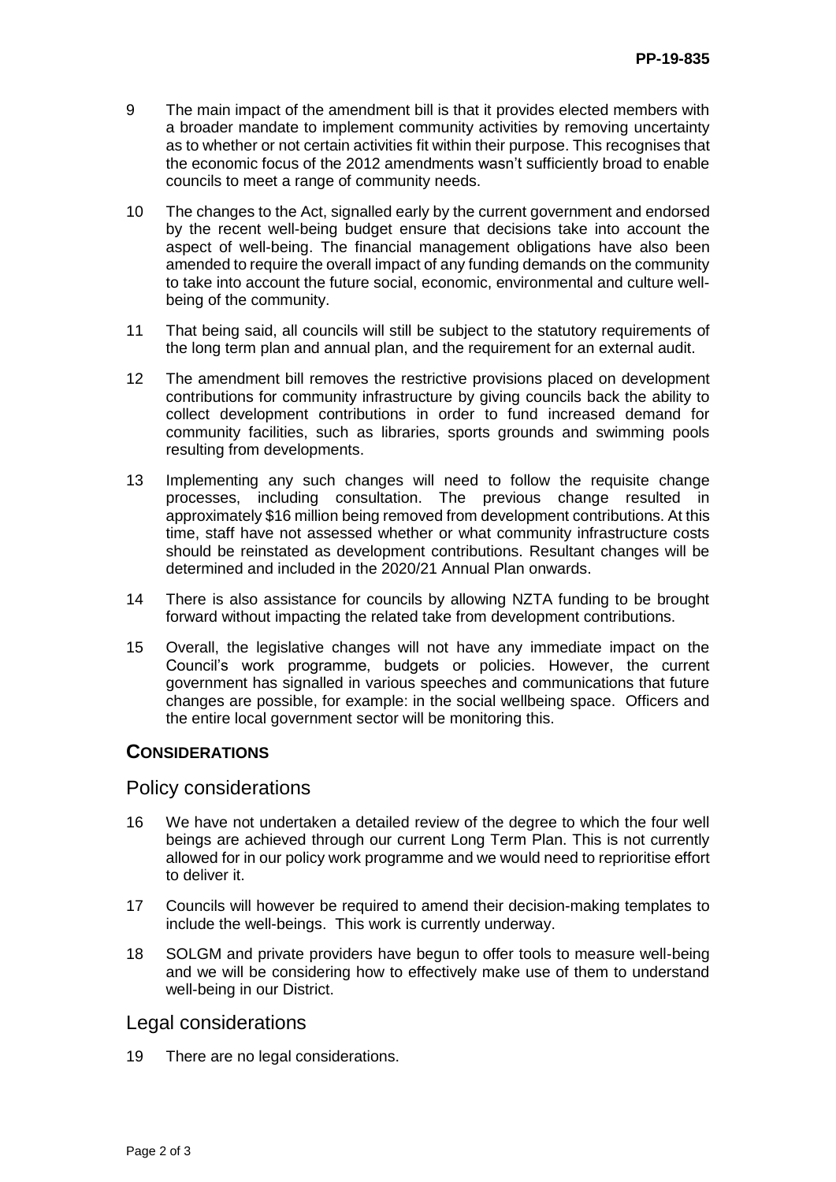9 The main impact of the amendment bill is that it provides elected members with a broader mandate to implement community activities by removing uncertainty as to whether or not certain activities fit within their purpose. This recognises that the economic focus of the 2012 amendments wasn't sufficiently broad to enable councils to meet a range of community needs.

10 The changes to the Act, signalled early by the current government and endorsed by the recent well-being budget ensure that decisions take into account the aspect of well-being. The financial management obligations have also been amended to require the overall impact of any funding demands on the community to take into account the future social, economic, environmental and culture well-being of the community.

11 That being said, all councils will still be subject to the statutory requirements of the long term plan and annual plan, and the requirement for an external audit.

12 The amendment bill removes the restrictive provisions placed on development contributions for community infrastructure by giving councils back the ability to collect development contributions in order to fund increased demand for community facilities, such as libraries, sports grounds and swimming pools resulting from developments.

13 Implementing any such changes will need to follow the requisite change processes, including consultation. The previous change resulted in approximately $16 million being removed from development contributions. At this time, staff have not assessed whether or what community infrastructure costs should be reinstated as development contributions. Resultant changes will be determined and included in the 2020/21 Annual Plan onwards.

14 There is also assistance for councils by allowing NZTA funding to be brought forward without impacting the related take from development contributions.

15 Overall, the legislative changes will not have any immediate impact on the Council's work programme, budgets or policies. However, the current government has signalled in various speeches and communications that future changes are possible, for example: in the social wellbeing space. Officers and the entire local government sector will be monitoring this.

## CONSIDERATIONS

### Policy considerations

16 We have not undertaken a detailed review of the degree to which the four well beings are achieved through our current Long Term Plan. This is not currently allowed for in our policy work programme and we would need to reprioritise effort to deliver it.

17 Councils will however be required to amend their decision-making templates to include the well-beings. This work is currently underway.

18 SOLGM and private providers have begun to offer tools to measure well-being and we will be considering how to effectively make use of them to understand well-being in our District.

### Legal considerations

19 There are no legal considerations.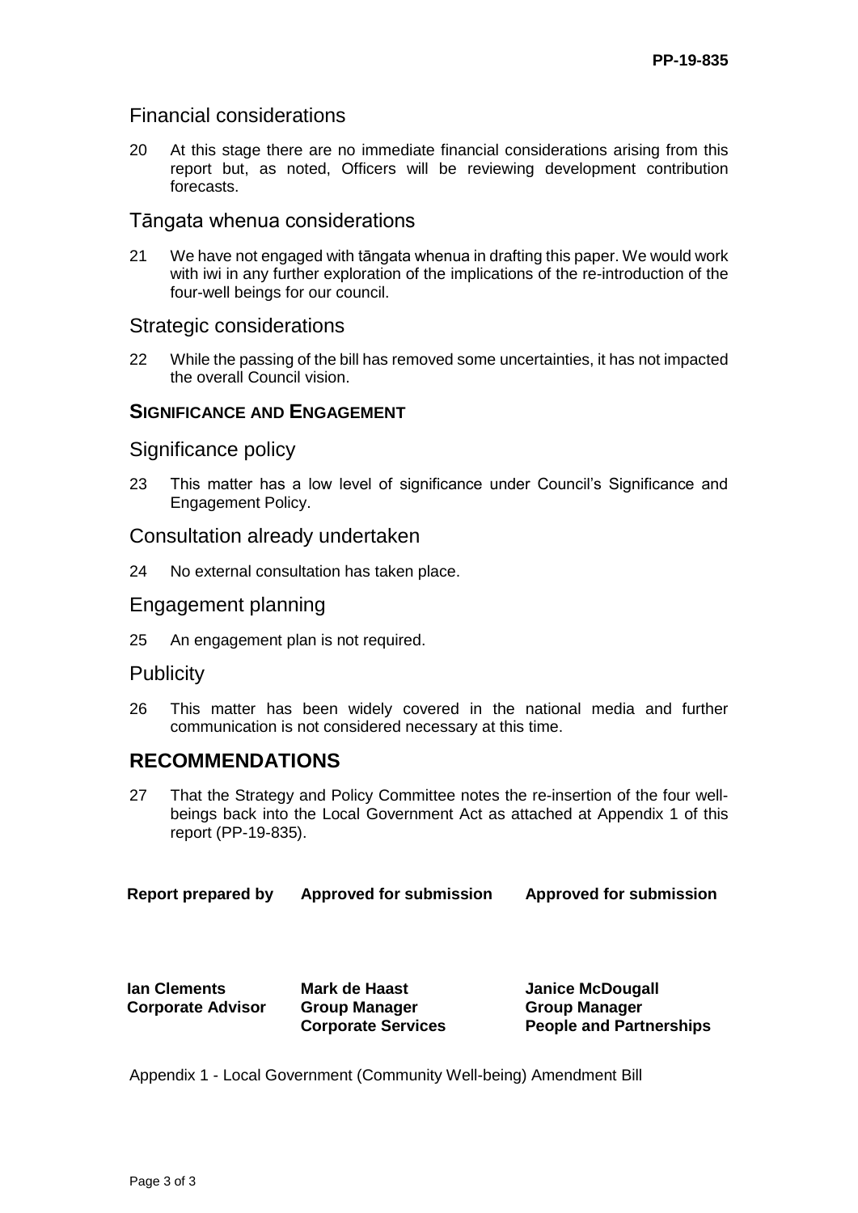### Financial considerations

20 At this stage there are no immediate financial considerations arising from this report but, as noted, Officers will be reviewing development contribution forecasts.

### Tāngata whenua considerations

21 We have not engaged with tāngata whenua in drafting this paper. We would work with iwi in any further exploration of the implications of the re-introduction of the four-well beings for our council.

### Strategic considerations

22 While the passing of the bill has removed some uncertainties, it has not impacted the overall Council vision.

## SIGNIFICANCE AND ENGAGEMENT

### Significance policy

23 This matter has a low level of significance under Council's Significance and Engagement Policy.

### Consultation already undertaken

24 No external consultation has taken place.

### Engagement planning

25 An engagement plan is not required.

### Publicity

26 This matter has been widely covered in the national media and further communication is not considered necessary at this time.

## RECOMMENDATIONS

27 That the Strategy and Policy Committee notes the re-insertion of the four well-beings back into the Local Government Act as attached at Appendix 1 of this report (PP-19-835).

| Report prepared by | Approved for submission | Approved for submission |
|---|---|---|
| **Ian Clements**<br>**Corporate Advisor** | **Mark de Haast**<br>**Group Manager**<br>**Corporate Services** | **Janice McDougall**<br>**Group Manager**<br>**People and Partnerships** |

Appendix 1 - Local Government (Community Well-being) Amendment Bill